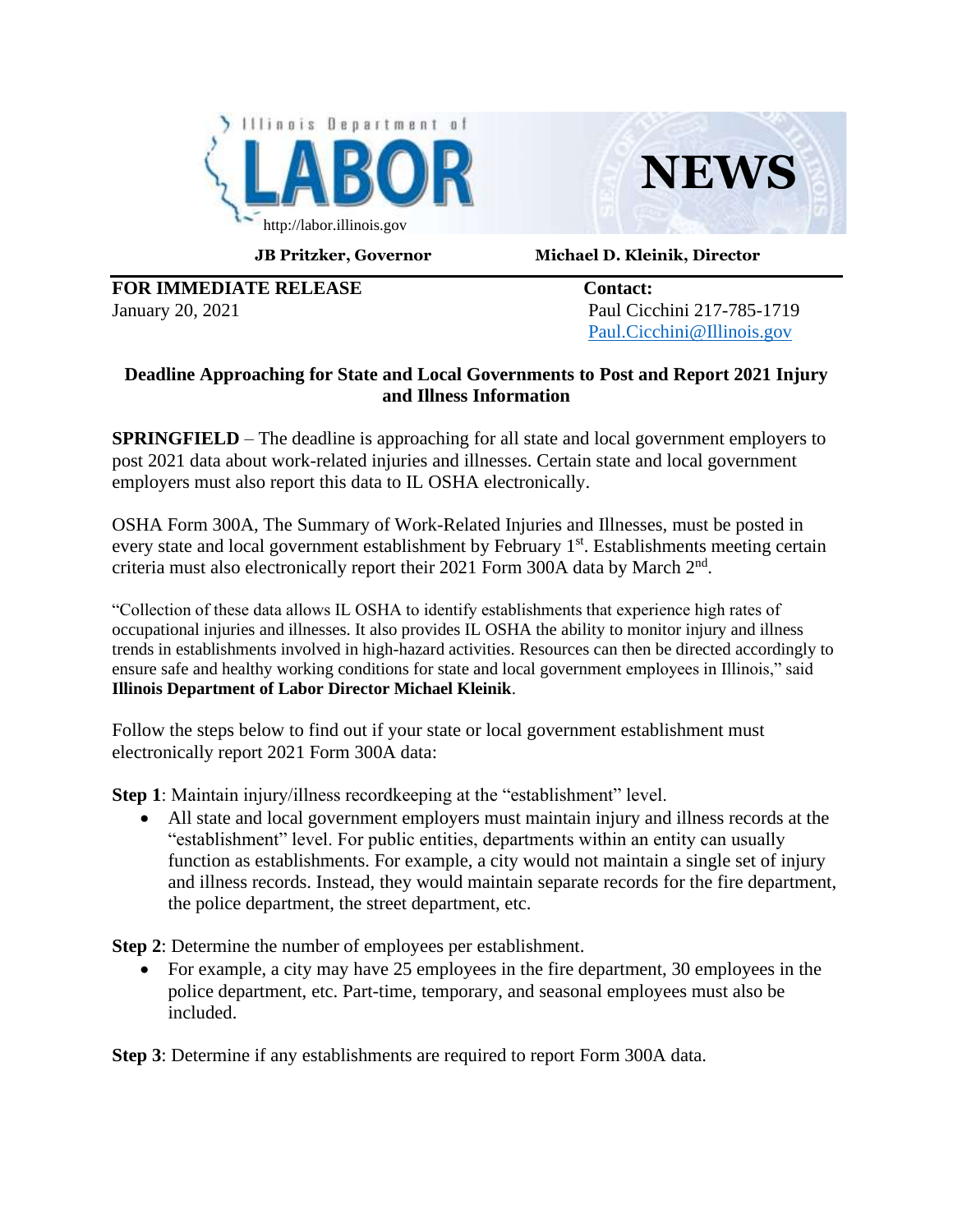Illinois Department of

# LABOR

http://labor.illinois.gov

# NEWS

**JB Pritzker, Governor** **Michael D. Kleinik, Director**

**FOR IMMEDIATE RELEASE**
January 20, 2021

**Contact:**
Paul Cicchini 217-785-1719
Paul.Cicchini@Illinois.gov

## Deadline Approaching for State and Local Governments to Post and Report 2021 Injury and Illness Information

**SPRINGFIELD** – The deadline is approaching for all state and local government employers to post 2021 data about work-related injuries and illnesses. Certain state and local government employers must also report this data to IL OSHA electronically.

OSHA Form 300A, The Summary of Work-Related Injuries and Illnesses, must be posted in every state and local government establishment by February 1st. Establishments meeting certain criteria must also electronically report their 2021 Form 300A data by March 2nd.

"Collection of these data allows IL OSHA to identify establishments that experience high rates of occupational injuries and illnesses. It also provides IL OSHA the ability to monitor injury and illness trends in establishments involved in high-hazard activities. Resources can then be directed accordingly to ensure safe and healthy working conditions for state and local government employees in Illinois," said **Illinois Department of Labor Director Michael Kleinik**.

Follow the steps below to find out if your state or local government establishment must electronically report 2021 Form 300A data:

**Step 1**: Maintain injury/illness recordkeeping at the "establishment" level.

- All state and local government employers must maintain injury and illness records at the "establishment" level. For public entities, departments within an entity can usually function as establishments. For example, a city would not maintain a single set of injury and illness records. Instead, they would maintain separate records for the fire department, the police department, the street department, etc.

**Step 2**: Determine the number of employees per establishment.

- For example, a city may have 25 employees in the fire department, 30 employees in the police department, etc. Part-time, temporary, and seasonal employees must also be included.

**Step 3**: Determine if any establishments are required to report Form 300A data.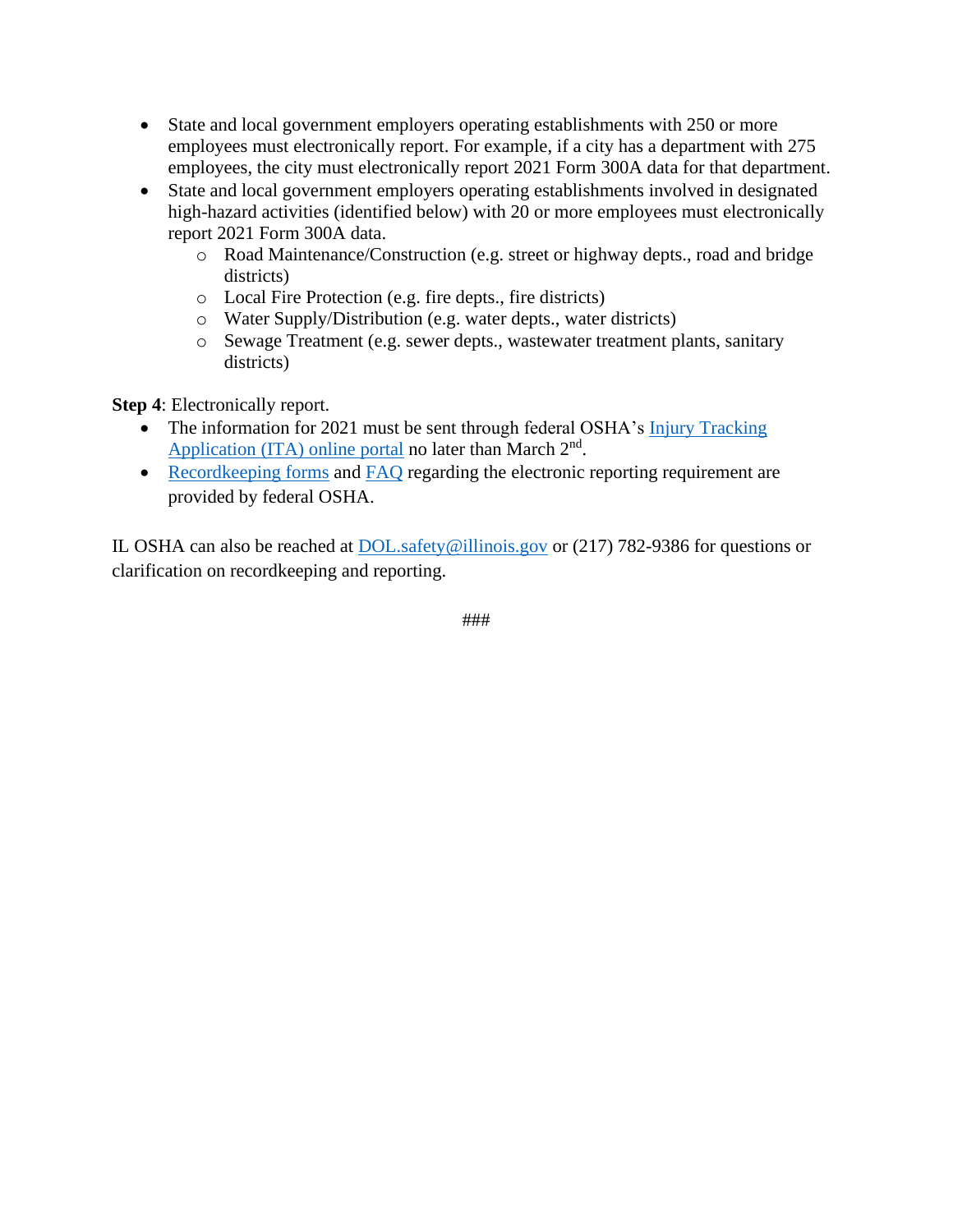- State and local government employers operating establishments with 250 or more employees must electronically report. For example, if a city has a department with 275 employees, the city must electronically report 2021 Form 300A data for that department.
- State and local government employers operating establishments involved in designated high-hazard activities (identified below) with 20 or more employees must electronically report 2021 Form 300A data.
  - Road Maintenance/Construction (e.g. street or highway depts., road and bridge districts)
  - Local Fire Protection (e.g. fire depts., fire districts)
  - Water Supply/Distribution (e.g. water depts., water districts)
  - Sewage Treatment (e.g. sewer depts., wastewater treatment plants, sanitary districts)

**Step 4**: Electronically report.

- The information for 2021 must be sent through federal OSHA's Injury Tracking Application (ITA) online portal no later than March 2nd.
- Recordkeeping forms and FAQ regarding the electronic reporting requirement are provided by federal OSHA.

IL OSHA can also be reached at DOL.safety@illinois.gov or (217) 782-9386 for questions or clarification on recordkeeping and reporting.

###